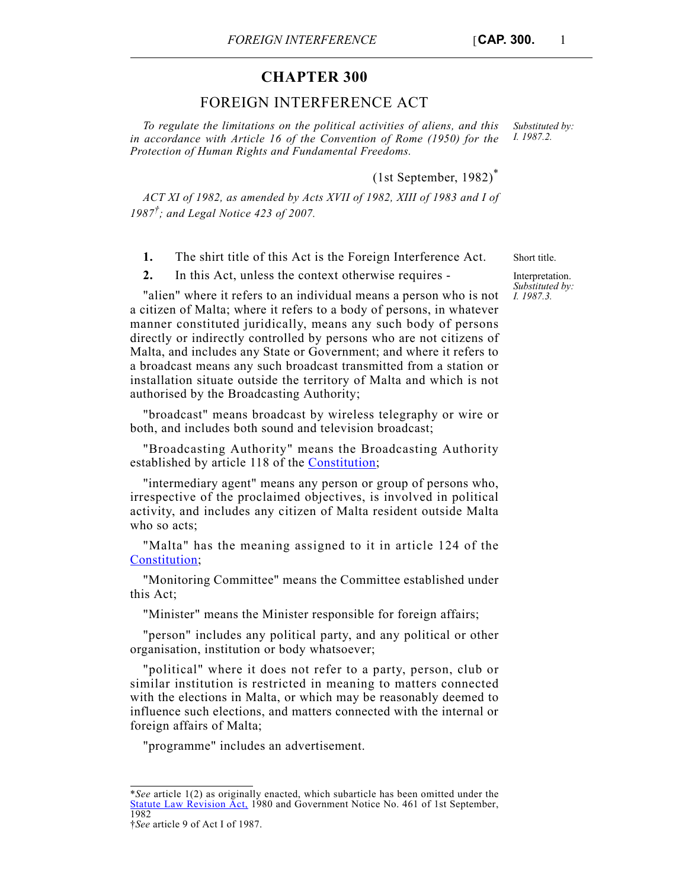# CHAPTER 300

## FOREIGN INTERFERENCE ACT

*To regulate the limitations on the political activities of aliens, and this in accordance with Article 16 of the Convention of Rome (1950) for the Protection of Human Rights and Fundamental Freedoms.*

*Substituted by: I. 1987.2.*

(1st September, 1982)*

*ACT XI of 1982, as amended by Acts XVII of 1982, XIII of 1983 and I of 1987†; and Legal Notice 423 of 2007.*

Short title.

**1.** The shirt title of this Act is the Foreign Interference Act.

Interpretation. *Substituted by: I. 1987.3.*

**2.** In this Act, unless the context otherwise requires -

"alien" where it refers to an individual means a person who is not a citizen of Malta; where it refers to a body of persons, in whatever manner constituted juridically, means any such body of persons directly or indirectly controlled by persons who are not citizens of Malta, and includes any State or Government; and where it refers to a broadcast means any such broadcast transmitted from a station or installation situate outside the territory of Malta and which is not authorised by the Broadcasting Authority;

"broadcast" means broadcast by wireless telegraphy or wire or both, and includes both sound and television broadcast;

"Broadcasting Authority" means the Broadcasting Authority established by article 118 of the Constitution;

"intermediary agent" means any person or group of persons who, irrespective of the proclaimed objectives, is involved in political activity, and includes any citizen of Malta resident outside Malta who so acts;

"Malta" has the meaning assigned to it in article 124 of the Constitution;

"Monitoring Committee" means the Committee established under this Act;

"Minister" means the Minister responsible for foreign affairs;

"person" includes any political party, and any political or other organisation, institution or body whatsoever;

"political" where it does not refer to a party, person, club or similar institution is restricted in meaning to matters connected with the elections in Malta, or which may be reasonably deemed to influence such elections, and matters connected with the internal or foreign affairs of Malta;

"programme" includes an advertisement.

---

\**See* article 1(2) as originally enacted, which subarticle has been omitted under the Statute Law Revision Act, 1980 and Government Notice No. 461 of 1st September, 1982

†*See* article 9 of Act I of 1987.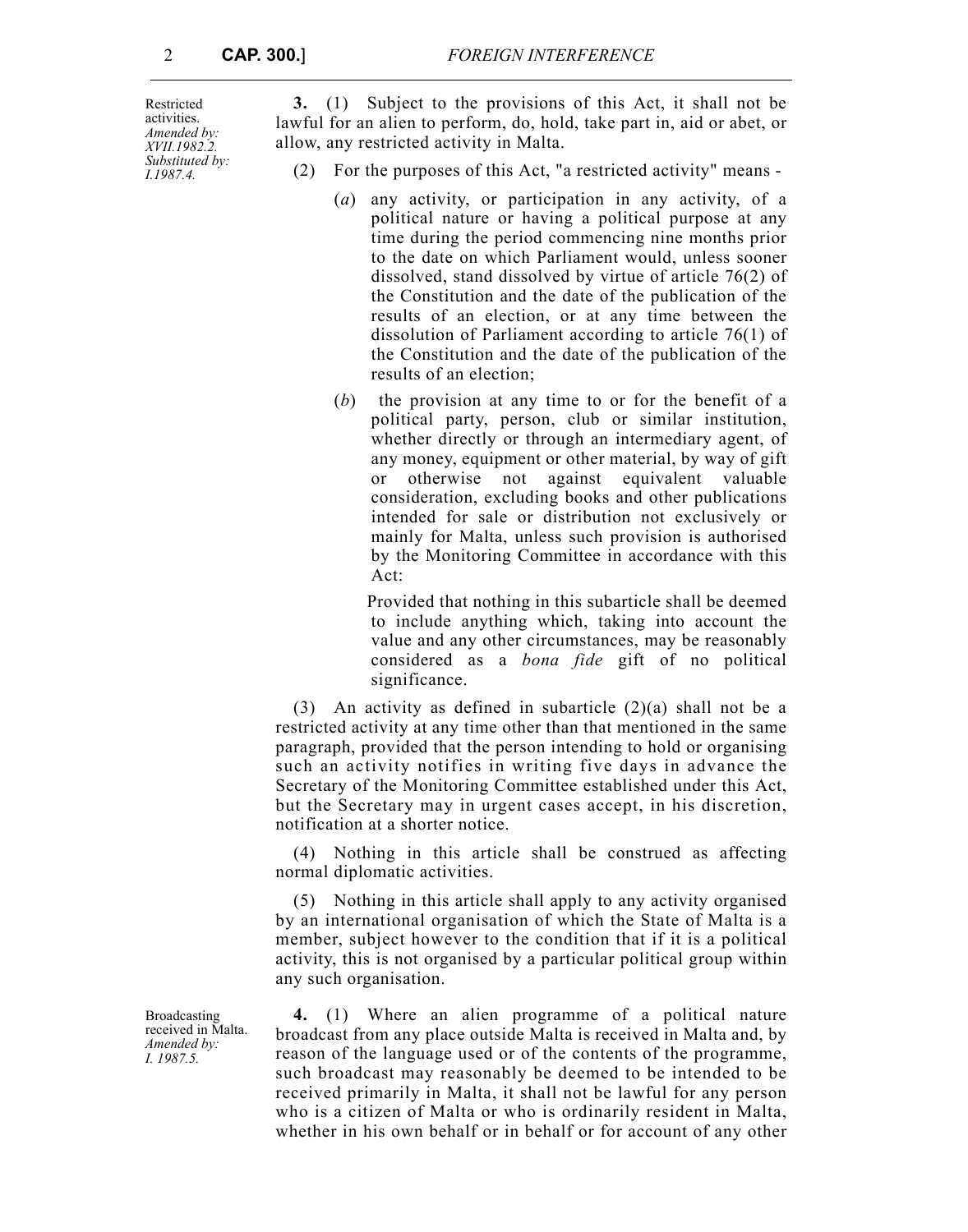Restricted activities.
*Amended by: XVII.1982.2.*
*Substituted by: I.1987.4.*

**3.** (1) Subject to the provisions of this Act, it shall not be lawful for an alien to perform, do, hold, take part in, aid or abet, or allow, any restricted activity in Malta.

(2) For the purposes of this Act, "a restricted activity" means -

(*a*) any activity, or participation in any activity, of a political nature or having a political purpose at any time during the period commencing nine months prior to the date on which Parliament would, unless sooner dissolved, stand dissolved by virtue of article 76(2) of the Constitution and the date of the publication of the results of an election, or at any time between the dissolution of Parliament according to article 76(1) of the Constitution and the date of the publication of the results of an election;

(*b*) the provision at any time to or for the benefit of a political party, person, club or similar institution, whether directly or through an intermediary agent, of any money, equipment or other material, by way of gift or otherwise not against equivalent valuable consideration, excluding books and other publications intended for sale or distribution not exclusively or mainly for Malta, unless such provision is authorised by the Monitoring Committee in accordance with this Act:

Provided that nothing in this subarticle shall be deemed to include anything which, taking into account the value and any other circumstances, may be reasonably considered as a *bona fide* gift of no political significance.

(3) An activity as defined in subarticle (2)(a) shall not be a restricted activity at any time other than that mentioned in the same paragraph, provided that the person intending to hold or organising such an activity notifies in writing five days in advance the Secretary of the Monitoring Committee established under this Act, but the Secretary may in urgent cases accept, in his discretion, notification at a shorter notice.

(4) Nothing in this article shall be construed as affecting normal diplomatic activities.

(5) Nothing in this article shall apply to any activity organised by an international organisation of which the State of Malta is a member, subject however to the condition that if it is a political activity, this is not organised by a particular political group within any such organisation.

Broadcasting received in Malta.
*Amended by: I. 1987.5.*

**4.** (1) Where an alien programme of a political nature broadcast from any place outside Malta is received in Malta and, by reason of the language used or of the contents of the programme, such broadcast may reasonably be deemed to be intended to be received primarily in Malta, it shall not be lawful for any person who is a citizen of Malta or who is ordinarily resident in Malta, whether in his own behalf or in behalf or for account of any other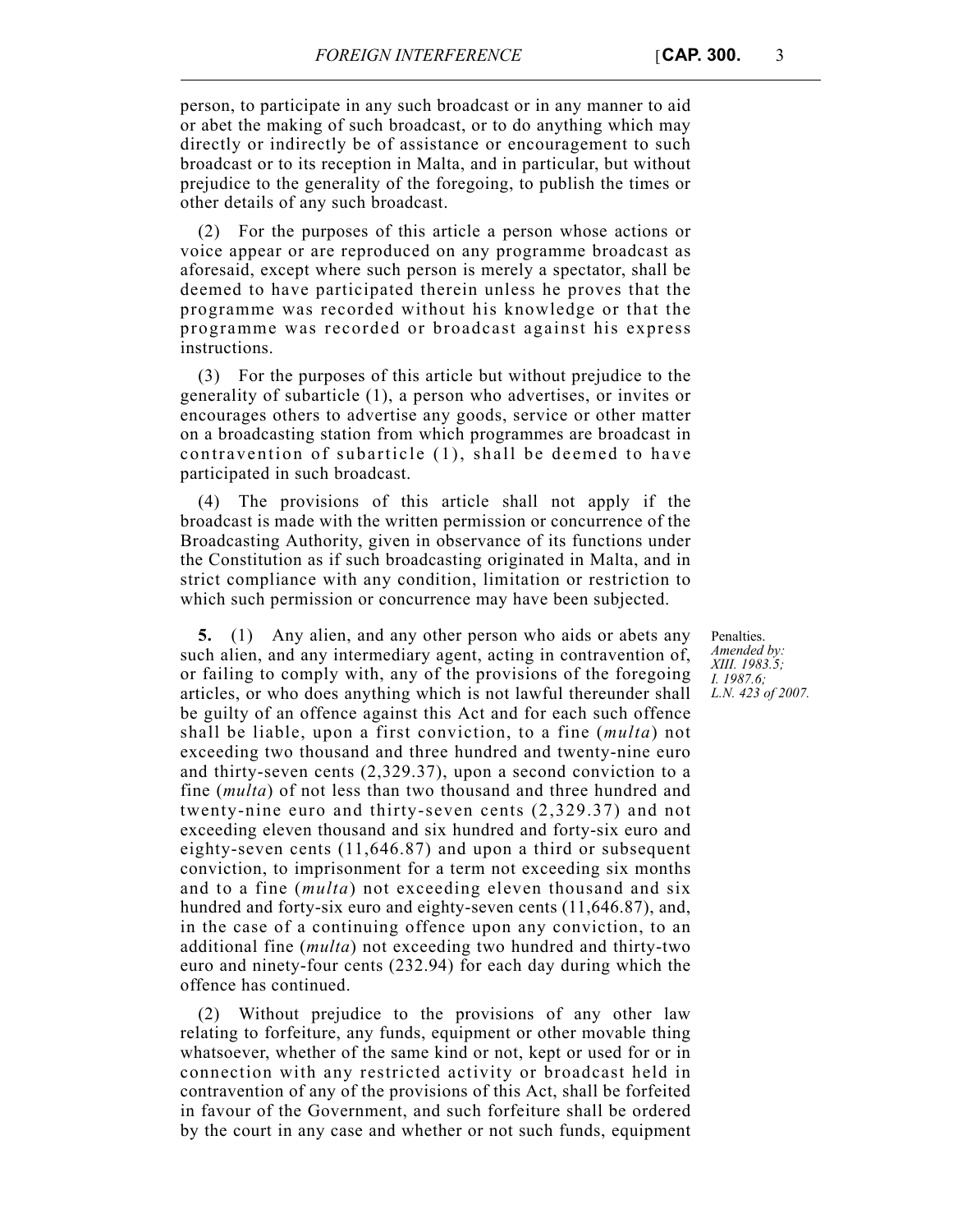person, to participate in any such broadcast or in any manner to aid or abet the making of such broadcast, or to do anything which may directly or indirectly be of assistance or encouragement to such broadcast or to its reception in Malta, and in particular, but without prejudice to the generality of the foregoing, to publish the times or other details of any such broadcast.

(2) For the purposes of this article a person whose actions or voice appear or are reproduced on any programme broadcast as aforesaid, except where such person is merely a spectator, shall be deemed to have participated therein unless he proves that the programme was recorded without his knowledge or that the programme was recorded or broadcast against his express instructions.

(3) For the purposes of this article but without prejudice to the generality of subarticle (1), a person who advertises, or invites or encourages others to advertise any goods, service or other matter on a broadcasting station from which programmes are broadcast in contravention of subarticle (1), shall be deemed to have participated in such broadcast.

(4) The provisions of this article shall not apply if the broadcast is made with the written permission or concurrence of the Broadcasting Authority, given in observance of its functions under the Constitution as if such broadcasting originated in Malta, and in strict compliance with any condition, limitation or restriction to which such permission or concurrence may have been subjected.

Penalties.
*Amended by: XIII. 1983.5; I. 1987.6; L.N. 423 of 2007.*

**5.** (1) Any alien, and any other person who aids or abets any such alien, and any intermediary agent, acting in contravention of, or failing to comply with, any of the provisions of the foregoing articles, or who does anything which is not lawful thereunder shall be guilty of an offence against this Act and for each such offence shall be liable, upon a first conviction, to a fine (*multa*) not exceeding two thousand and three hundred and twenty-nine euro and thirty-seven cents (2,329.37), upon a second conviction to a fine (*multa*) of not less than two thousand and three hundred and twenty-nine euro and thirty-seven cents (2,329.37) and not exceeding eleven thousand and six hundred and forty-six euro and eighty-seven cents (11,646.87) and upon a third or subsequent conviction, to imprisonment for a term not exceeding six months and to a fine (*multa*) not exceeding eleven thousand and six hundred and forty-six euro and eighty-seven cents (11,646.87), and, in the case of a continuing offence upon any conviction, to an additional fine (*multa*) not exceeding two hundred and thirty-two euro and ninety-four cents (232.94) for each day during which the offence has continued.

(2) Without prejudice to the provisions of any other law relating to forfeiture, any funds, equipment or other movable thing whatsoever, whether of the same kind or not, kept or used for or in connection with any restricted activity or broadcast held in contravention of any of the provisions of this Act, shall be forfeited in favour of the Government, and such forfeiture shall be ordered by the court in any case and whether or not such funds, equipment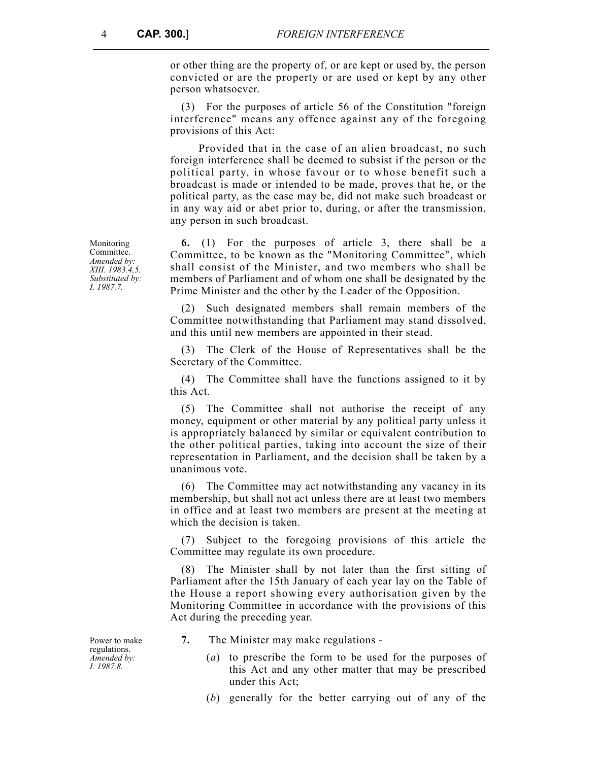or other thing are the property of, or are kept or used by, the person convicted or are the property or are used or kept by any other person whatsoever.

(3) For the purposes of article 56 of the Constitution "foreign interference" means any offence against any of the foregoing provisions of this Act:

Provided that in the case of an alien broadcast, no such foreign interference shall be deemed to subsist if the person or the political party, in whose favour or to whose benefit such a broadcast is made or intended to be made, proves that he, or the political party, as the case may be, did not make such broadcast or in any way aid or abet prior to, during, or after the transmission, any person in such broadcast.

Monitoring Committee.
*Amended by: XIII. 1983.4,5.*
*Substituted by: I. 1987.7.*

**6.** (1) For the purposes of article 3, there shall be a Committee, to be known as the "Monitoring Committee", which shall consist of the Minister, and two members who shall be members of Parliament and of whom one shall be designated by the Prime Minister and the other by the Leader of the Opposition.

(2) Such designated members shall remain members of the Committee notwithstanding that Parliament may stand dissolved, and this until new members are appointed in their stead.

(3) The Clerk of the House of Representatives shall be the Secretary of the Committee.

(4) The Committee shall have the functions assigned to it by this Act.

(5) The Committee shall not authorise the receipt of any money, equipment or other material by any political party unless it is appropriately balanced by similar or equivalent contribution to the other political parties, taking into account the size of their representation in Parliament, and the decision shall be taken by a unanimous vote.

(6) The Committee may act notwithstanding any vacancy in its membership, but shall not act unless there are at least two members in office and at least two members are present at the meeting at which the decision is taken.

(7) Subject to the foregoing provisions of this article the Committee may regulate its own procedure.

(8) The Minister shall by not later than the first sitting of Parliament after the 15th January of each year lay on the Table of the House a report showing every authorisation given by the Monitoring Committee in accordance with the provisions of this Act during the preceding year.

Power to make regulations.
*Amended by: I. 1987.8.*

**7.** The Minister may make regulations -

(*a*) to prescribe the form to be used for the purposes of this Act and any other matter that may be prescribed under this Act;

(*b*) generally for the better carrying out of any of the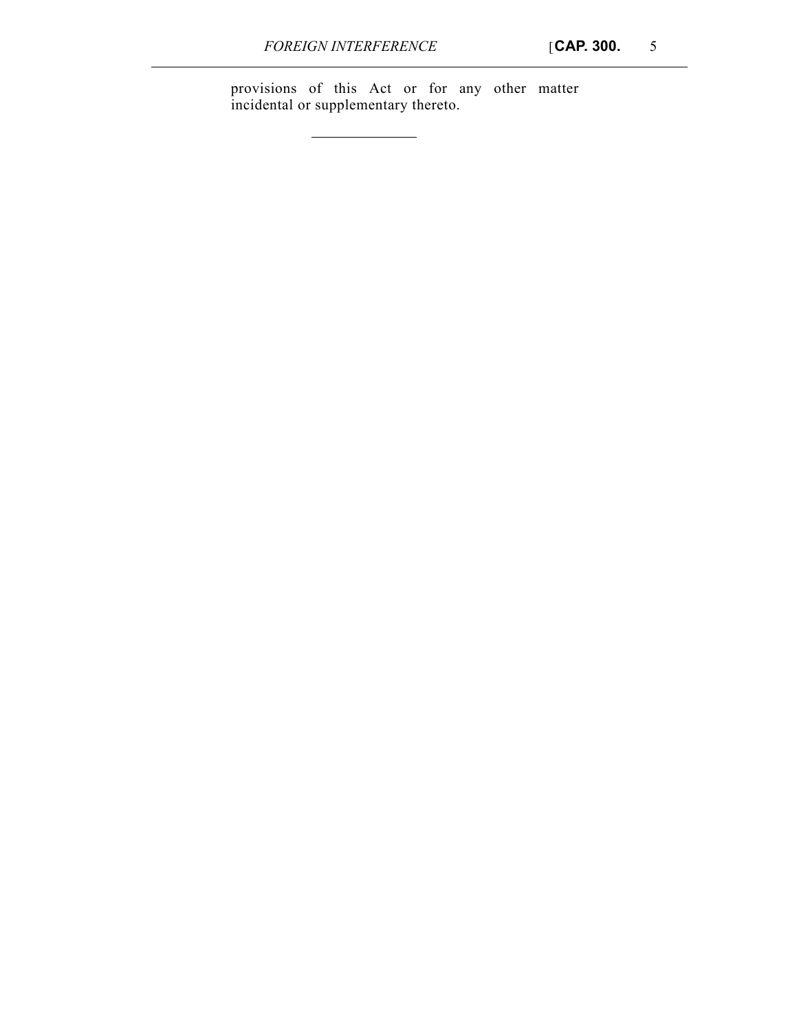provisions of this Act or for any other matter incidental or supplementary thereto.

---